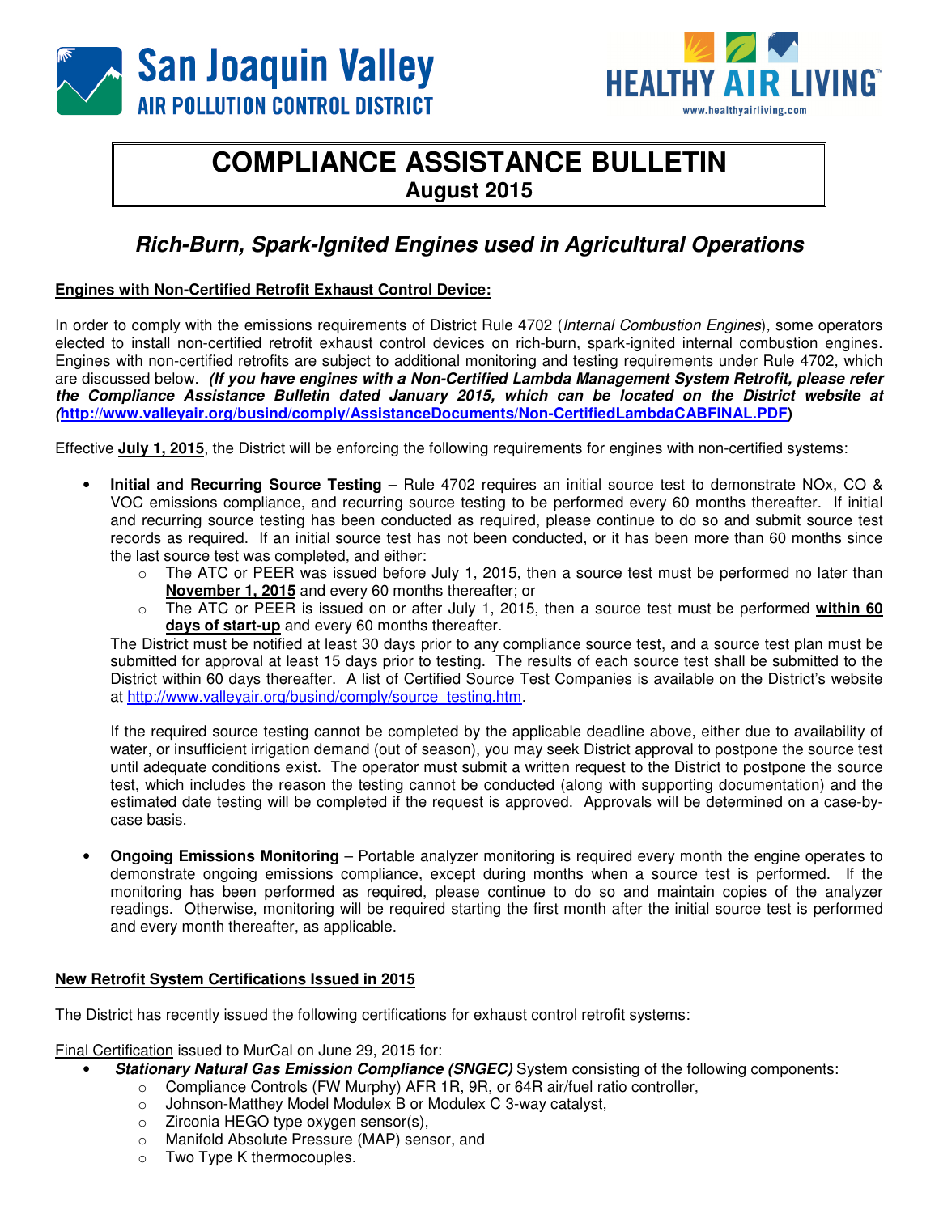San Joaquin Valley AIR POLLUTION CONTROL DISTRICT

HEALTHY AIR LIVING™
www.healthyairliving.com

# COMPLIANCE ASSISTANCE BULLETIN
**August 2015**

## *Rich-Burn, Spark-Ignited Engines used in Agricultural Operations*

**Engines with Non-Certified Retrofit Exhaust Control Device:**

In order to comply with the emissions requirements of District Rule 4702 (*Internal Combustion Engines*), some operators elected to install non-certified retrofit exhaust control devices on rich-burn, spark-ignited internal combustion engines. Engines with non-certified retrofits are subject to additional monitoring and testing requirements under Rule 4702, which are discussed below. ***(If you have engines with a Non-Certified Lambda Management System Retrofit, please refer the Compliance Assistance Bulletin dated January 2015, which can be located on the District website at (http://www.valleyair.org/busind/comply/AssistanceDocuments/Non-CertifiedLambdaCABFINAL.PDF)***

Effective **July 1, 2015**, the District will be enforcing the following requirements for engines with non-certified systems:

- **Initial and Recurring Source Testing** – Rule 4702 requires an initial source test to demonstrate NOx, CO & VOC emissions compliance, and recurring source testing to be performed every 60 months thereafter. If initial and recurring source testing has been conducted as required, please continue to do so and submit source test records as required. If an initial source test has not been conducted, or it has been more than 60 months since the last source test was completed, and either:
  - The ATC or PEER was issued before July 1, 2015, then a source test must be performed no later than **November 1, 2015** and every 60 months thereafter; or
  - The ATC or PEER is issued on or after July 1, 2015, then a source test must be performed **within 60 days of start-up** and every 60 months thereafter.

  The District must be notified at least 30 days prior to any compliance source test, and a source test plan must be submitted for approval at least 15 days prior to testing. The results of each source test shall be submitted to the District within 60 days thereafter. A list of Certified Source Test Companies is available on the District's website at http://www.valleyair.org/busind/comply/source_testing.htm.

  If the required source testing cannot be completed by the applicable deadline above, either due to availability of water, or insufficient irrigation demand (out of season), you may seek District approval to postpone the source test until adequate conditions exist. The operator must submit a written request to the District to postpone the source test, which includes the reason the testing cannot be conducted (along with supporting documentation) and the estimated date testing will be completed if the request is approved. Approvals will be determined on a case-by-case basis.

- **Ongoing Emissions Monitoring** – Portable analyzer monitoring is required every month the engine operates to demonstrate ongoing emissions compliance, except during months when a source test is performed. If the monitoring has been performed as required, please continue to do so and maintain copies of the analyzer readings. Otherwise, monitoring will be required starting the first month after the initial source test is performed and every month thereafter, as applicable.

**New Retrofit System Certifications Issued in 2015**

The District has recently issued the following certifications for exhaust control retrofit systems:

Final Certification issued to MurCal on June 29, 2015 for:

- ***Stationary Natural Gas Emission Compliance (SNGEC)*** System consisting of the following components:
  - Compliance Controls (FW Murphy) AFR 1R, 9R, or 64R air/fuel ratio controller,
  - Johnson-Matthey Model Modulex B or Modulex C 3-way catalyst,
  - Zirconia HEGO type oxygen sensor(s),
  - Manifold Absolute Pressure (MAP) sensor, and
  - Two Type K thermocouples.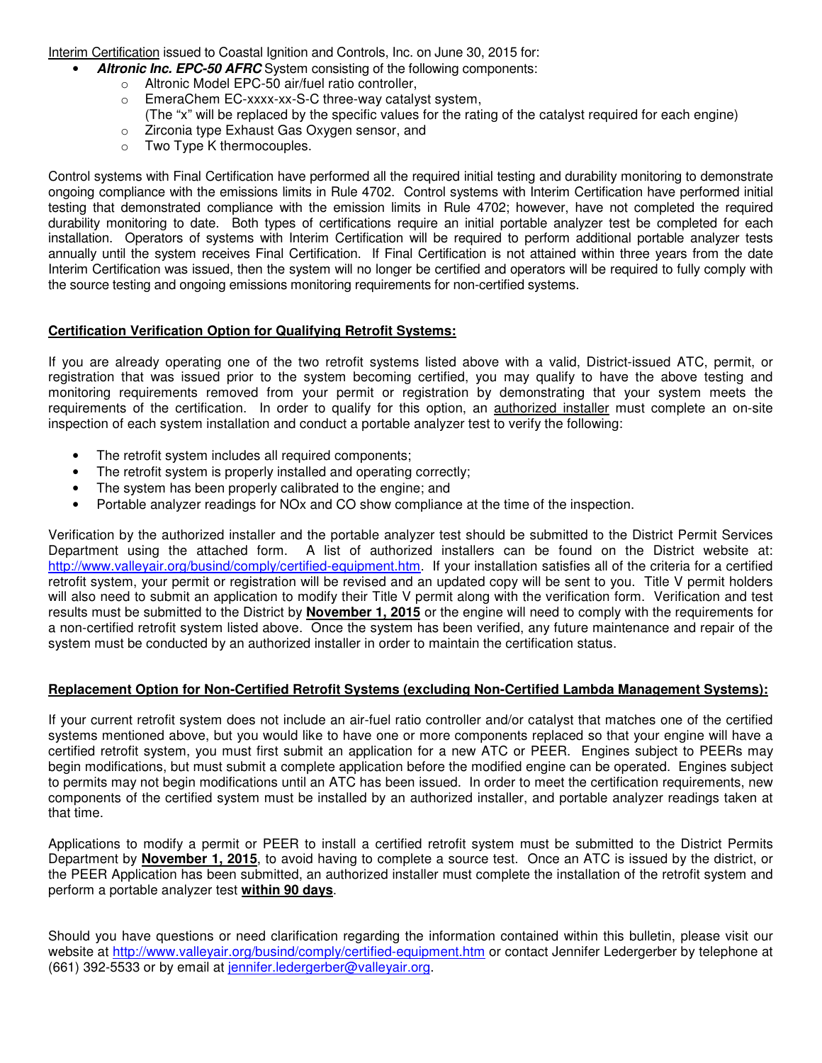Interim Certification issued to Coastal Ignition and Controls, Inc. on June 30, 2015 for:

- ***Altronic Inc. EPC-50 AFRC*** System consisting of the following components:
  - Altronic Model EPC-50 air/fuel ratio controller,
  - EmeraChem EC-xxxx-xx-S-C three-way catalyst system,
    (The "x" will be replaced by the specific values for the rating of the catalyst required for each engine)
  - Zirconia type Exhaust Gas Oxygen sensor, and
  - Two Type K thermocouples.

Control systems with Final Certification have performed all the required initial testing and durability monitoring to demonstrate ongoing compliance with the emissions limits in Rule 4702. Control systems with Interim Certification have performed initial testing that demonstrated compliance with the emission limits in Rule 4702; however, have not completed the required durability monitoring to date. Both types of certifications require an initial portable analyzer test be completed for each installation. Operators of systems with Interim Certification will be required to perform additional portable analyzer tests annually until the system receives Final Certification. If Final Certification is not attained within three years from the date Interim Certification was issued, then the system will no longer be certified and operators will be required to fully comply with the source testing and ongoing emissions monitoring requirements for non-certified systems.

## Certification Verification Option for Qualifying Retrofit Systems:

If you are already operating one of the two retrofit systems listed above with a valid, District-issued ATC, permit, or registration that was issued prior to the system becoming certified, you may qualify to have the above testing and monitoring requirements removed from your permit or registration by demonstrating that your system meets the requirements of the certification. In order to qualify for this option, an authorized installer must complete an on-site inspection of each system installation and conduct a portable analyzer test to verify the following:

- The retrofit system includes all required components;
- The retrofit system is properly installed and operating correctly;
- The system has been properly calibrated to the engine; and
- Portable analyzer readings for NOx and CO show compliance at the time of the inspection.

Verification by the authorized installer and the portable analyzer test should be submitted to the District Permit Services Department using the attached form. A list of authorized installers can be found on the District website at: http://www.valleyair.org/busind/comply/certified-equipment.htm. If your installation satisfies all of the criteria for a certified retrofit system, your permit or registration will be revised and an updated copy will be sent to you. Title V permit holders will also need to submit an application to modify their Title V permit along with the verification form. Verification and test results must be submitted to the District by **November 1, 2015** or the engine will need to comply with the requirements for a non-certified retrofit system listed above. Once the system has been verified, any future maintenance and repair of the system must be conducted by an authorized installer in order to maintain the certification status.

## Replacement Option for Non-Certified Retrofit Systems (excluding Non-Certified Lambda Management Systems):

If your current retrofit system does not include an air-fuel ratio controller and/or catalyst that matches one of the certified systems mentioned above, but you would like to have one or more components replaced so that your engine will have a certified retrofit system, you must first submit an application for a new ATC or PEER. Engines subject to PEERs may begin modifications, but must submit a complete application before the modified engine can be operated. Engines subject to permits may not begin modifications until an ATC has been issued. In order to meet the certification requirements, new components of the certified system must be installed by an authorized installer, and portable analyzer readings taken at that time.

Applications to modify a permit or PEER to install a certified retrofit system must be submitted to the District Permits Department by **November 1, 2015**, to avoid having to complete a source test. Once an ATC is issued by the district, or the PEER Application has been submitted, an authorized installer must complete the installation of the retrofit system and perform a portable analyzer test **within 90 days**.

Should you have questions or need clarification regarding the information contained within this bulletin, please visit our website at http://www.valleyair.org/busind/comply/certified-equipment.htm or contact Jennifer Ledergerber by telephone at (661) 392-5533 or by email at jennifer.ledergerber@valleyair.org.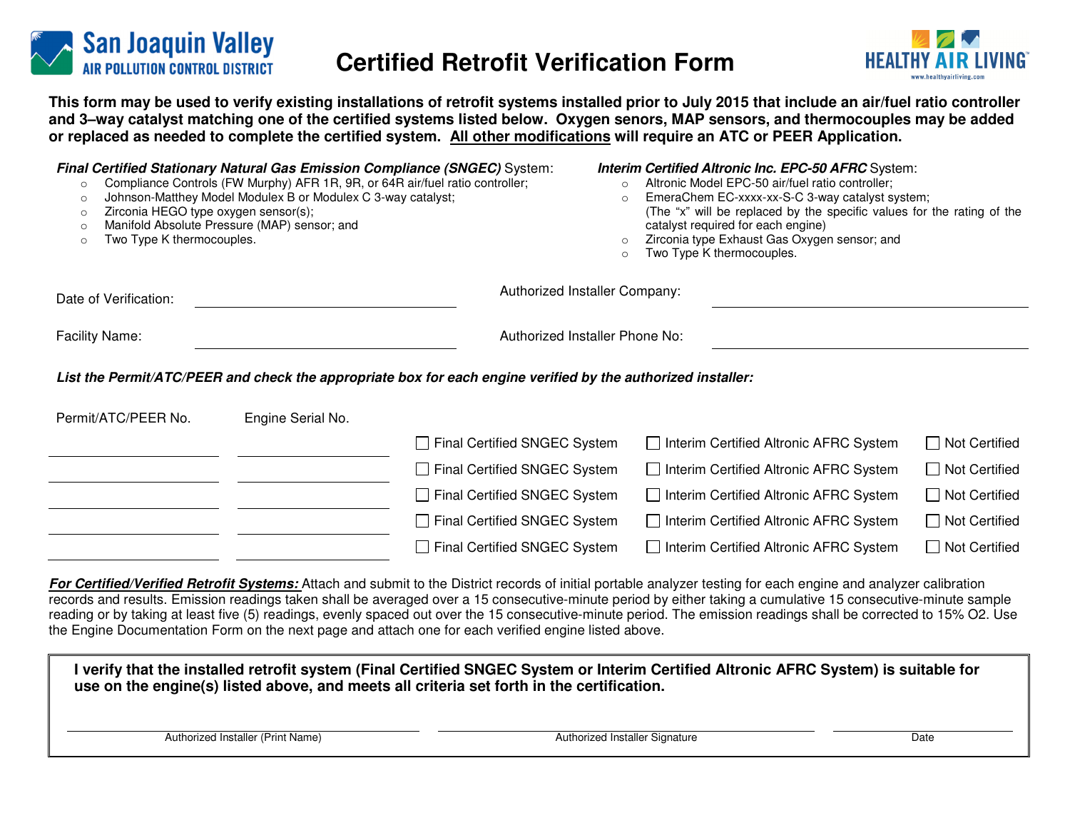San Joaquin Valley
AIR POLLUTION CONTROL DISTRICT

# Certified Retrofit Verification Form

HEALTHY AIR LIVING
www.healthyairliving.com

**This form may be used to verify existing installations of retrofit systems installed prior to July 2015 that include an air/fuel ratio controller and 3–way catalyst matching one of the certified systems listed below. Oxygen senors, MAP sensors, and thermocouples may be added or replaced as needed to complete the certified system. <u>All other modifications</u> will require an ATC or PEER Application.**

***Final Certified Stationary Natural Gas Emission Compliance (SNGEC)*** System:

- Compliance Controls (FW Murphy) AFR 1R, 9R, or 64R air/fuel ratio controller;
- Johnson-Matthey Model Modulex B or Modulex C 3-way catalyst;
- Zirconia HEGO type oxygen sensor(s);
- Manifold Absolute Pressure (MAP) sensor; and
- Two Type K thermocouples.

***Interim Certified Altronic Inc. EPC-50 AFRC*** System:

- Altronic Model EPC-50 air/fuel ratio controller;
- EmeraChem EC-xxxx-xx-S-C 3-way catalyst system;
  (The "x" will be replaced by the specific values for the rating of the catalyst required for each engine)
- Zirconia type Exhaust Gas Oxygen sensor; and
- Two Type K thermocouples.

Date of Verification: ______________________ Authorized Installer Company: ______________________

Facility Name: ______________________ Authorized Installer Phone No: ______________________

***List the Permit/ATC/PEER and check the appropriate box for each engine verified by the authorized installer:***

| Permit/ATC/PEER No. | Engine Serial No. | | | |
|---|---|---|---|---|
| ____________ | ____________ | ☐ Final Certified SNGEC System | ☐ Interim Certified Altronic AFRC System | ☐ Not Certified |
| ____________ | ____________ | ☐ Final Certified SNGEC System | ☐ Interim Certified Altronic AFRC System | ☐ Not Certified |
| ____________ | ____________ | ☐ Final Certified SNGEC System | ☐ Interim Certified Altronic AFRC System | ☐ Not Certified |
| ____________ | ____________ | ☐ Final Certified SNGEC System | ☐ Interim Certified Altronic AFRC System | ☐ Not Certified |
| ____________ | ____________ | ☐ Final Certified SNGEC System | ☐ Interim Certified Altronic AFRC System | ☐ Not Certified |

***<u>For Certified/Verified Retrofit Systems:</u>*** Attach and submit to the District records of initial portable analyzer testing for each engine and analyzer calibration records and results. Emission readings taken shall be averaged over a 15 consecutive-minute period by either taking a cumulative 15 consecutive-minute sample reading or by taking at least five (5) readings, evenly spaced out over the 15 consecutive-minute period. The emission readings shall be corrected to 15% $O_2$. Use the Engine Documentation Form on the next page and attach one for each verified engine listed above.

**I verify that the installed retrofit system (Final Certified SNGEC System or Interim Certified Altronic AFRC System) is suitable for use on the engine(s) listed above, and meets all criteria set forth in the certification.**

| ______________________ | ______________________ | ____________ |
|---|---|---|
| Authorized Installer (Print Name) | Authorized Installer Signature | Date |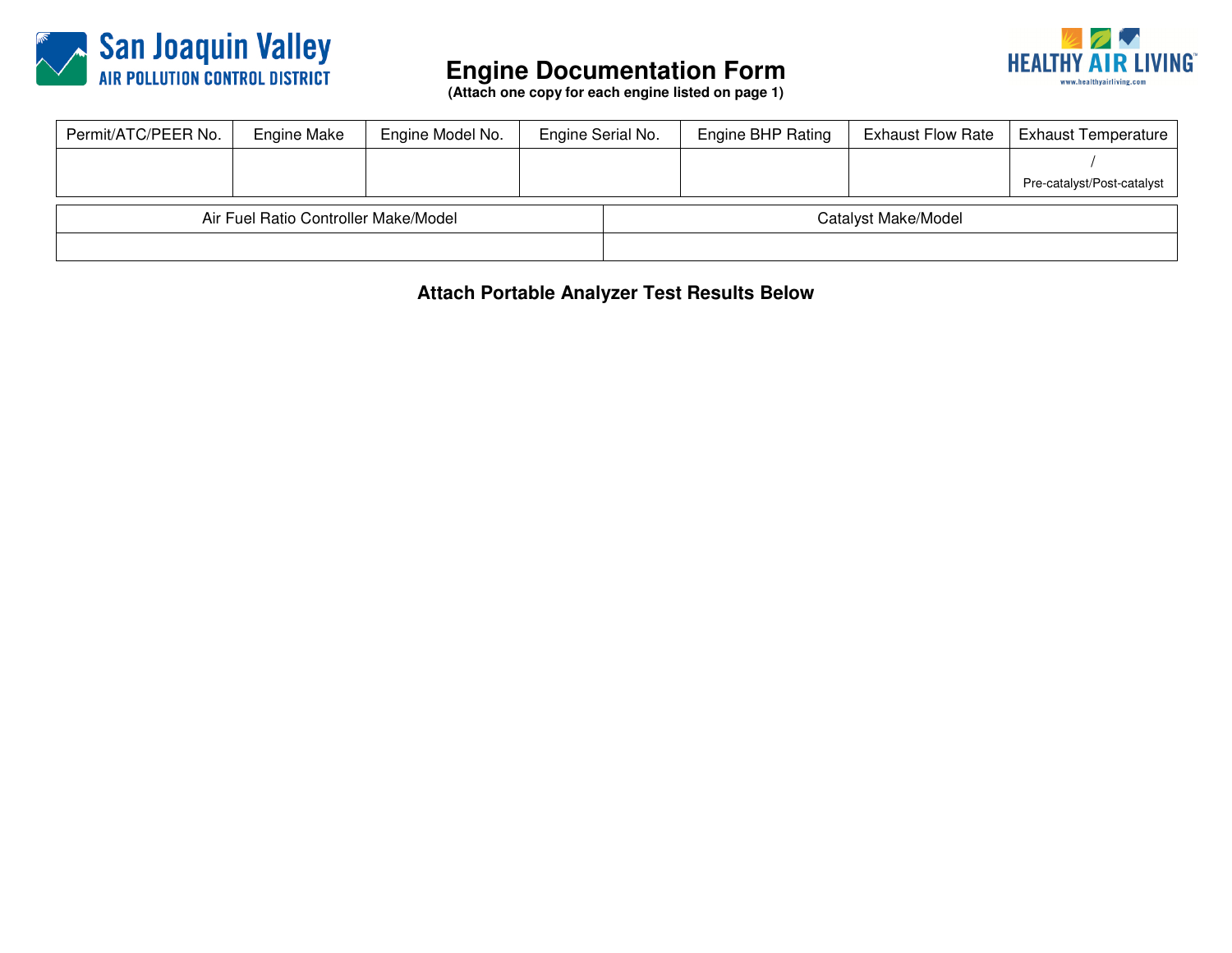San Joaquin Valley
AIR POLLUTION CONTROL DISTRICT

HEALTHY AIR LIVING
www.healthyairliving.com

# Engine Documentation Form

**(Attach one copy for each engine listed on page 1)**

| Permit/ATC/PEER No. | Engine Make | Engine Model No. | Engine Serial No. | Engine BHP Rating | Exhaust Flow Rate | Exhaust Temperature |
|---|---|---|---|---|---|---|
| | | | | | | / Pre-catalyst/Post-catalyst |

| Air Fuel Ratio Controller Make/Model | Catalyst Make/Model |
|---|---|
| | |

**Attach Portable Analyzer Test Results Below**